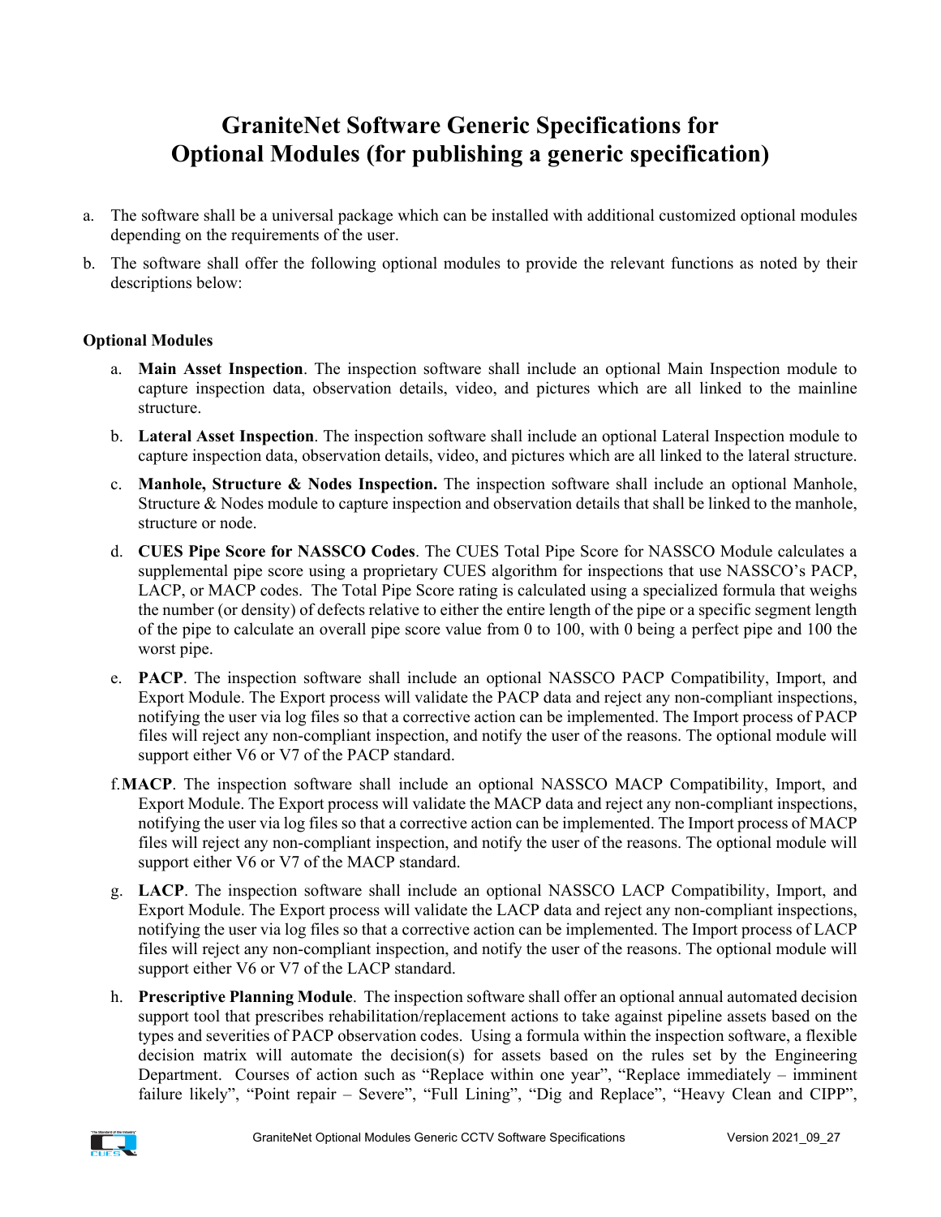# GraniteNet Software Generic Specifications for Optional Modules (for publishing a generic specification)

a. The software shall be a universal package which can be installed with additional customized optional modules depending on the requirements of the user.

b. The software shall offer the following optional modules to provide the relevant functions as noted by their descriptions below:

**Optional Modules**

a. **Main Asset Inspection**. The inspection software shall include an optional Main Inspection module to capture inspection data, observation details, video, and pictures which are all linked to the mainline structure.

b. **Lateral Asset Inspection**. The inspection software shall include an optional Lateral Inspection module to capture inspection data, observation details, video, and pictures which are all linked to the lateral structure.

c. **Manhole, Structure & Nodes Inspection.** The inspection software shall include an optional Manhole, Structure & Nodes module to capture inspection and observation details that shall be linked to the manhole, structure or node.

d. **CUES Pipe Score for NASSCO Codes**. The CUES Total Pipe Score for NASSCO Module calculates a supplemental pipe score using a proprietary CUES algorithm for inspections that use NASSCO's PACP, LACP, or MACP codes. The Total Pipe Score rating is calculated using a specialized formula that weighs the number (or density) of defects relative to either the entire length of the pipe or a specific segment length of the pipe to calculate an overall pipe score value from 0 to 100, with 0 being a perfect pipe and 100 the worst pipe.

e. **PACP**. The inspection software shall include an optional NASSCO PACP Compatibility, Import, and Export Module. The Export process will validate the PACP data and reject any non-compliant inspections, notifying the user via log files so that a corrective action can be implemented. The Import process of PACP files will reject any non-compliant inspection, and notify the user of the reasons. The optional module will support either V6 or V7 of the PACP standard.

f. **MACP**. The inspection software shall include an optional NASSCO MACP Compatibility, Import, and Export Module. The Export process will validate the MACP data and reject any non-compliant inspections, notifying the user via log files so that a corrective action can be implemented. The Import process of MACP files will reject any non-compliant inspection, and notify the user of the reasons. The optional module will support either V6 or V7 of the MACP standard.

g. **LACP**. The inspection software shall include an optional NASSCO LACP Compatibility, Import, and Export Module. The Export process will validate the LACP data and reject any non-compliant inspections, notifying the user via log files so that a corrective action can be implemented. The Import process of LACP files will reject any non-compliant inspection, and notify the user of the reasons. The optional module will support either V6 or V7 of the LACP standard.

h. **Prescriptive Planning Module**. The inspection software shall offer an optional annual automated decision support tool that prescribes rehabilitation/replacement actions to take against pipeline assets based on the types and severities of PACP observation codes. Using a formula within the inspection software, a flexible decision matrix will automate the decision(s) for assets based on the rules set by the Engineering Department. Courses of action such as "Replace within one year", "Replace immediately – imminent failure likely", "Point repair – Severe", "Full Lining", "Dig and Replace", "Heavy Clean and CIPP",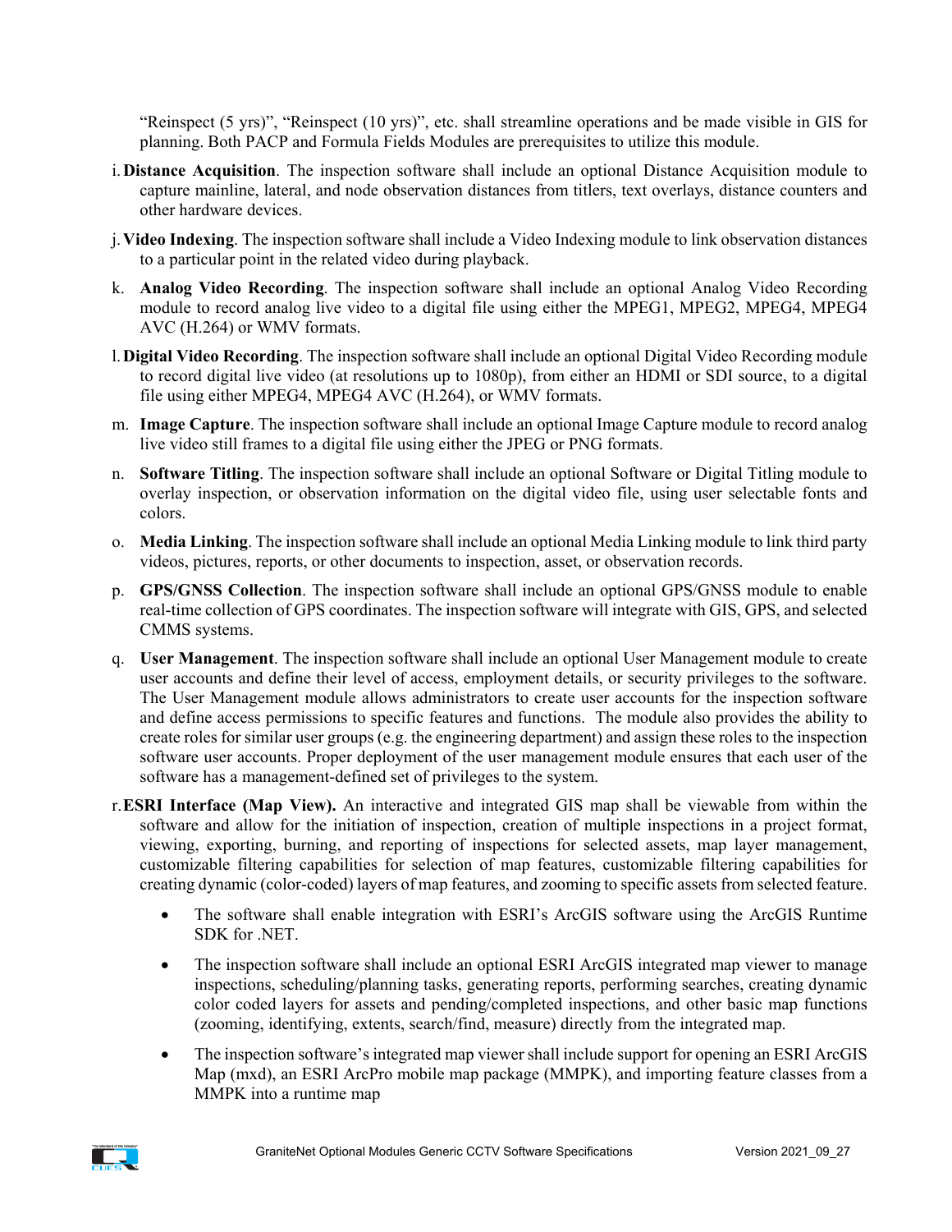"Reinspect (5 yrs)", "Reinspect (10 yrs)", etc. shall streamline operations and be made visible in GIS for planning. Both PACP and Formula Fields Modules are prerequisites to utilize this module.

i. **Distance Acquisition**. The inspection software shall include an optional Distance Acquisition module to capture mainline, lateral, and node observation distances from titlers, text overlays, distance counters and other hardware devices.

j. **Video Indexing**. The inspection software shall include a Video Indexing module to link observation distances to a particular point in the related video during playback.

k. **Analog Video Recording**. The inspection software shall include an optional Analog Video Recording module to record analog live video to a digital file using either the MPEG1, MPEG2, MPEG4, MPEG4 AVC (H.264) or WMV formats.

l. **Digital Video Recording**. The inspection software shall include an optional Digital Video Recording module to record digital live video (at resolutions up to 1080p), from either an HDMI or SDI source, to a digital file using either MPEG4, MPEG4 AVC (H.264), or WMV formats.

m. **Image Capture**. The inspection software shall include an optional Image Capture module to record analog live video still frames to a digital file using either the JPEG or PNG formats.

n. **Software Titling**. The inspection software shall include an optional Software or Digital Titling module to overlay inspection, or observation information on the digital video file, using user selectable fonts and colors.

o. **Media Linking**. The inspection software shall include an optional Media Linking module to link third party videos, pictures, reports, or other documents to inspection, asset, or observation records.

p. **GPS/GNSS Collection**. The inspection software shall include an optional GPS/GNSS module to enable real-time collection of GPS coordinates. The inspection software will integrate with GIS, GPS, and selected CMMS systems.

q. **User Management**. The inspection software shall include an optional User Management module to create user accounts and define their level of access, employment details, or security privileges to the software. The User Management module allows administrators to create user accounts for the inspection software and define access permissions to specific features and functions. The module also provides the ability to create roles for similar user groups (e.g. the engineering department) and assign these roles to the inspection software user accounts. Proper deployment of the user management module ensures that each user of the software has a management-defined set of privileges to the system.

r. **ESRI Interface (Map View).** An interactive and integrated GIS map shall be viewable from within the software and allow for the initiation of inspection, creation of multiple inspections in a project format, viewing, exporting, burning, and reporting of inspections for selected assets, map layer management, customizable filtering capabilities for selection of map features, customizable filtering capabilities for creating dynamic (color-coded) layers of map features, and zooming to specific assets from selected feature.

- The software shall enable integration with ESRI's ArcGIS software using the ArcGIS Runtime SDK for .NET.
- The inspection software shall include an optional ESRI ArcGIS integrated map viewer to manage inspections, scheduling/planning tasks, generating reports, performing searches, creating dynamic color coded layers for assets and pending/completed inspections, and other basic map functions (zooming, identifying, extents, search/find, measure) directly from the integrated map.
- The inspection software's integrated map viewer shall include support for opening an ESRI ArcGIS Map (mxd), an ESRI ArcPro mobile map package (MMPK), and importing feature classes from a MMPK into a runtime map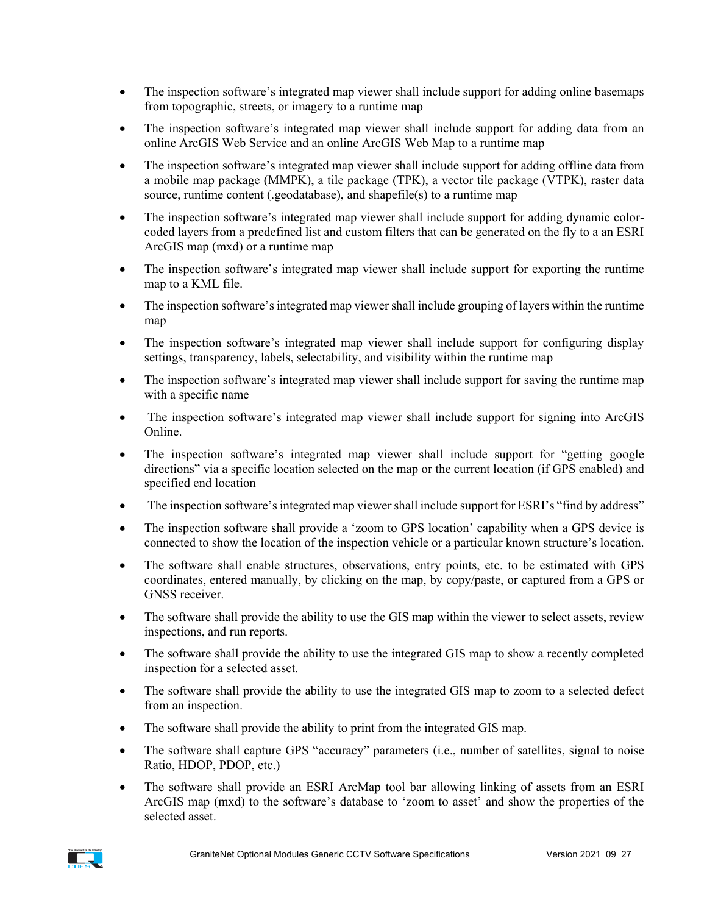- The inspection software's integrated map viewer shall include support for adding online basemaps from topographic, streets, or imagery to a runtime map
- The inspection software's integrated map viewer shall include support for adding data from an online ArcGIS Web Service and an online ArcGIS Web Map to a runtime map
- The inspection software's integrated map viewer shall include support for adding offline data from a mobile map package (MMPK), a tile package (TPK), a vector tile package (VTPK), raster data source, runtime content (.geodatabase), and shapefile(s) to a runtime map
- The inspection software's integrated map viewer shall include support for adding dynamic color-coded layers from a predefined list and custom filters that can be generated on the fly to a an ESRI ArcGIS map (mxd) or a runtime map
- The inspection software's integrated map viewer shall include support for exporting the runtime map to a KML file.
- The inspection software's integrated map viewer shall include grouping of layers within the runtime map
- The inspection software's integrated map viewer shall include support for configuring display settings, transparency, labels, selectability, and visibility within the runtime map
- The inspection software's integrated map viewer shall include support for saving the runtime map with a specific name
- The inspection software's integrated map viewer shall include support for signing into ArcGIS Online.
- The inspection software's integrated map viewer shall include support for "getting google directions" via a specific location selected on the map or the current location (if GPS enabled) and specified end location
- The inspection software's integrated map viewer shall include support for ESRI's "find by address"
- The inspection software shall provide a 'zoom to GPS location' capability when a GPS device is connected to show the location of the inspection vehicle or a particular known structure's location.
- The software shall enable structures, observations, entry points, etc. to be estimated with GPS coordinates, entered manually, by clicking on the map, by copy/paste, or captured from a GPS or GNSS receiver.
- The software shall provide the ability to use the GIS map within the viewer to select assets, review inspections, and run reports.
- The software shall provide the ability to use the integrated GIS map to show a recently completed inspection for a selected asset.
- The software shall provide the ability to use the integrated GIS map to zoom to a selected defect from an inspection.
- The software shall provide the ability to print from the integrated GIS map.
- The software shall capture GPS "accuracy" parameters (i.e., number of satellites, signal to noise Ratio, HDOP, PDOP, etc.)
- The software shall provide an ESRI ArcMap tool bar allowing linking of assets from an ESRI ArcGIS map (mxd) to the software's database to 'zoom to asset' and show the properties of the selected asset.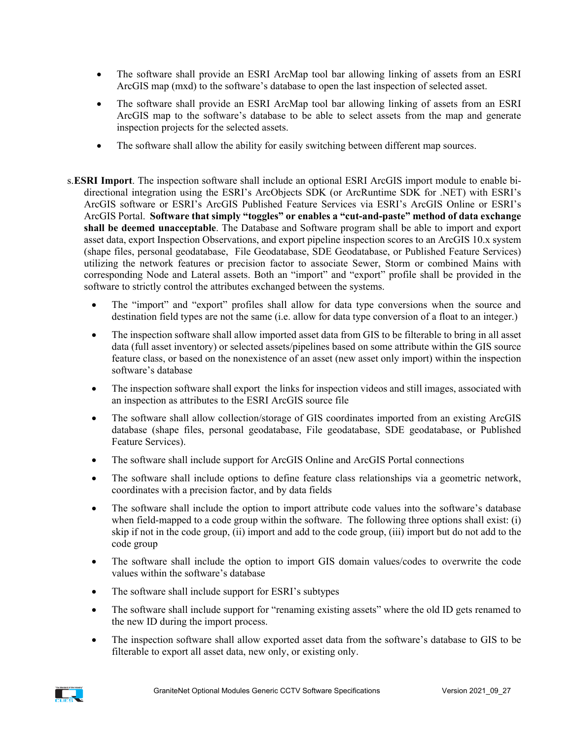- The software shall provide an ESRI ArcMap tool bar allowing linking of assets from an ESRI ArcGIS map (mxd) to the software's database to open the last inspection of selected asset.
- The software shall provide an ESRI ArcMap tool bar allowing linking of assets from an ESRI ArcGIS map to the software's database to be able to select assets from the map and generate inspection projects for the selected assets.
- The software shall allow the ability for easily switching between different map sources.

s. **ESRI Import**. The inspection software shall include an optional ESRI ArcGIS import module to enable bi-directional integration using the ESRI's ArcObjects SDK (or ArcRuntime SDK for .NET) with ESRI's ArcGIS software or ESRI's ArcGIS Published Feature Services via ESRI's ArcGIS Online or ESRI's ArcGIS Portal. **Software that simply "toggles" or enables a "cut-and-paste" method of data exchange shall be deemed unacceptable**. The Database and Software program shall be able to import and export asset data, export Inspection Observations, and export pipeline inspection scores to an ArcGIS 10.x system (shape files, personal geodatabase, File Geodatabase, SDE Geodatabase, or Published Feature Services) utilizing the network features or precision factor to associate Sewer, Storm or combined Mains with corresponding Node and Lateral assets. Both an "import" and "export" profile shall be provided in the software to strictly control the attributes exchanged between the systems.

- The "import" and "export" profiles shall allow for data type conversions when the source and destination field types are not the same (i.e. allow for data type conversion of a float to an integer.)
- The inspection software shall allow imported asset data from GIS to be filterable to bring in all asset data (full asset inventory) or selected assets/pipelines based on some attribute within the GIS source feature class, or based on the nonexistence of an asset (new asset only import) within the inspection software's database
- The inspection software shall export the links for inspection videos and still images, associated with an inspection as attributes to the ESRI ArcGIS source file
- The software shall allow collection/storage of GIS coordinates imported from an existing ArcGIS database (shape files, personal geodatabase, File geodatabase, SDE geodatabase, or Published Feature Services).
- The software shall include support for ArcGIS Online and ArcGIS Portal connections
- The software shall include options to define feature class relationships via a geometric network, coordinates with a precision factor, and by data fields
- The software shall include the option to import attribute code values into the software's database when field-mapped to a code group within the software. The following three options shall exist: (i) skip if not in the code group, (ii) import and add to the code group, (iii) import but do not add to the code group
- The software shall include the option to import GIS domain values/codes to overwrite the code values within the software's database
- The software shall include support for ESRI's subtypes
- The software shall include support for "renaming existing assets" where the old ID gets renamed to the new ID during the import process.
- The inspection software shall allow exported asset data from the software's database to GIS to be filterable to export all asset data, new only, or existing only.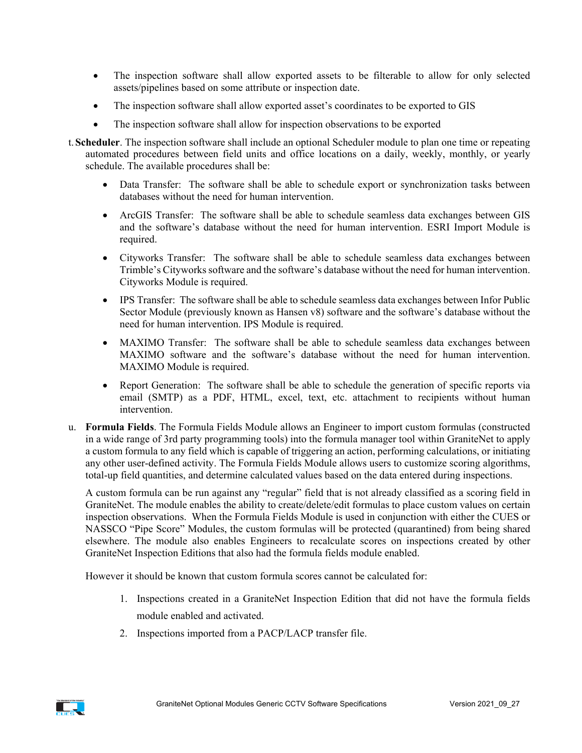- The inspection software shall allow exported assets to be filterable to allow for only selected assets/pipelines based on some attribute or inspection date.
- The inspection software shall allow exported asset's coordinates to be exported to GIS
- The inspection software shall allow for inspection observations to be exported

t. **Scheduler**. The inspection software shall include an optional Scheduler module to plan one time or repeating automated procedures between field units and office locations on a daily, weekly, monthly, or yearly schedule. The available procedures shall be:

- Data Transfer: The software shall be able to schedule export or synchronization tasks between databases without the need for human intervention.
- ArcGIS Transfer: The software shall be able to schedule seamless data exchanges between GIS and the software's database without the need for human intervention. ESRI Import Module is required.
- Cityworks Transfer: The software shall be able to schedule seamless data exchanges between Trimble's Cityworks software and the software's database without the need for human intervention. Cityworks Module is required.
- IPS Transfer: The software shall be able to schedule seamless data exchanges between Infor Public Sector Module (previously known as Hansen v8) software and the software's database without the need for human intervention. IPS Module is required.
- MAXIMO Transfer: The software shall be able to schedule seamless data exchanges between MAXIMO software and the software's database without the need for human intervention. MAXIMO Module is required.
- Report Generation: The software shall be able to schedule the generation of specific reports via email (SMTP) as a PDF, HTML, excel, text, etc. attachment to recipients without human intervention.

u. **Formula Fields**. The Formula Fields Module allows an Engineer to import custom formulas (constructed in a wide range of 3rd party programming tools) into the formula manager tool within GraniteNet to apply a custom formula to any field which is capable of triggering an action, performing calculations, or initiating any other user-defined activity. The Formula Fields Module allows users to customize scoring algorithms, total-up field quantities, and determine calculated values based on the data entered during inspections.

A custom formula can be run against any "regular" field that is not already classified as a scoring field in GraniteNet. The module enables the ability to create/delete/edit formulas to place custom values on certain inspection observations. When the Formula Fields Module is used in conjunction with either the CUES or NASSCO "Pipe Score" Modules, the custom formulas will be protected (quarantined) from being shared elsewhere. The module also enables Engineers to recalculate scores on inspections created by other GraniteNet Inspection Editions that also had the formula fields module enabled.

However it should be known that custom formula scores cannot be calculated for:

1. Inspections created in a GraniteNet Inspection Edition that did not have the formula fields module enabled and activated.
2. Inspections imported from a PACP/LACP transfer file.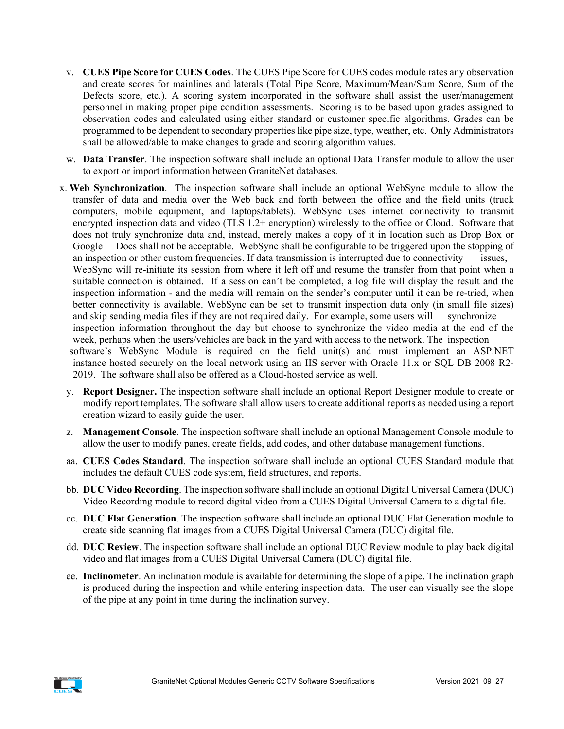v. **CUES Pipe Score for CUES Codes**. The CUES Pipe Score for CUES codes module rates any observation and create scores for mainlines and laterals (Total Pipe Score, Maximum/Mean/Sum Score, Sum of the Defects score, etc.). A scoring system incorporated in the software shall assist the user/management personnel in making proper pipe condition assessments. Scoring is to be based upon grades assigned to observation codes and calculated using either standard or customer specific algorithms. Grades can be programmed to be dependent to secondary properties like pipe size, type, weather, etc. Only Administrators shall be allowed/able to make changes to grade and scoring algorithm values.

w. **Data Transfer**. The inspection software shall include an optional Data Transfer module to allow the user to export or import information between GraniteNet databases.

x. **Web Synchronization**. The inspection software shall include an optional WebSync module to allow the transfer of data and media over the Web back and forth between the office and the field units (truck computers, mobile equipment, and laptops/tablets). WebSync uses internet connectivity to transmit encrypted inspection data and video (TLS 1.2+ encryption) wirelessly to the office or Cloud. Software that does not truly synchronize data and, instead, merely makes a copy of it in location such as Drop Box or Google Docs shall not be acceptable. WebSync shall be configurable to be triggered upon the stopping of an inspection or other custom frequencies. If data transmission is interrupted due to connectivity issues, WebSync will re-initiate its session from where it left off and resume the transfer from that point when a suitable connection is obtained. If a session can't be completed, a log file will display the result and the inspection information - and the media will remain on the sender's computer until it can be re-tried, when better connectivity is available. WebSync can be set to transmit inspection data only (in small file sizes) and skip sending media files if they are not required daily. For example, some users will synchronize inspection information throughout the day but choose to synchronize the video media at the end of the week, perhaps when the users/vehicles are back in the yard with access to the network. The inspection software's WebSync Module is required on the field unit(s) and must implement an ASP.NET instance hosted securely on the local network using an IIS server with Oracle 11.x or SQL DB 2008 R2-2019. The software shall also be offered as a Cloud-hosted service as well.

y. **Report Designer.** The inspection software shall include an optional Report Designer module to create or modify report templates. The software shall allow users to create additional reports as needed using a report creation wizard to easily guide the user.

z. **Management Console**. The inspection software shall include an optional Management Console module to allow the user to modify panes, create fields, add codes, and other database management functions.

aa. **CUES Codes Standard**. The inspection software shall include an optional CUES Standard module that includes the default CUES code system, field structures, and reports.

bb. **DUC Video Recording**. The inspection software shall include an optional Digital Universal Camera (DUC) Video Recording module to record digital video from a CUES Digital Universal Camera to a digital file.

cc. **DUC Flat Generation**. The inspection software shall include an optional DUC Flat Generation module to create side scanning flat images from a CUES Digital Universal Camera (DUC) digital file.

dd. **DUC Review**. The inspection software shall include an optional DUC Review module to play back digital video and flat images from a CUES Digital Universal Camera (DUC) digital file.

ee. **Inclinometer**. An inclination module is available for determining the slope of a pipe. The inclination graph is produced during the inspection and while entering inspection data. The user can visually see the slope of the pipe at any point in time during the inclination survey.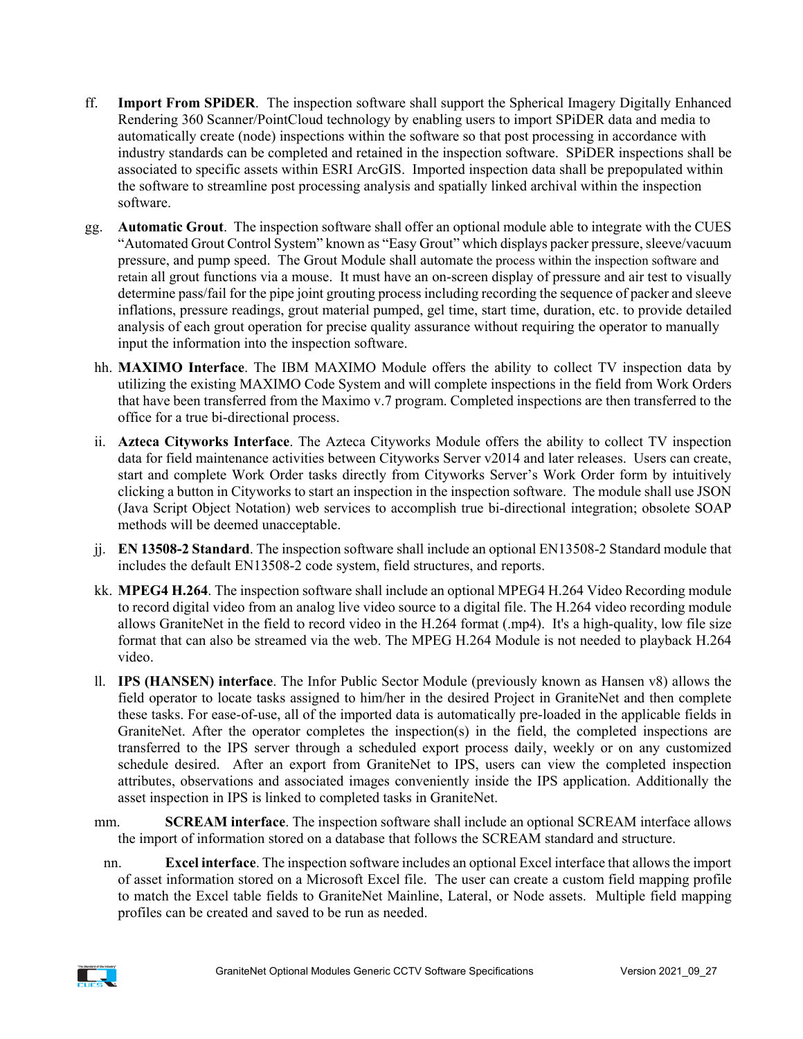ff. **Import From SPiDER**. The inspection software shall support the Spherical Imagery Digitally Enhanced Rendering 360 Scanner/PointCloud technology by enabling users to import SPiDER data and media to automatically create (node) inspections within the software so that post processing in accordance with industry standards can be completed and retained in the inspection software. SPiDER inspections shall be associated to specific assets within ESRI ArcGIS. Imported inspection data shall be prepopulated within the software to streamline post processing analysis and spatially linked archival within the inspection software.

gg. **Automatic Grout**. The inspection software shall offer an optional module able to integrate with the CUES "Automated Grout Control System" known as "Easy Grout" which displays packer pressure, sleeve/vacuum pressure, and pump speed. The Grout Module shall automate the process within the inspection software and retain all grout functions via a mouse. It must have an on-screen display of pressure and air test to visually determine pass/fail for the pipe joint grouting process including recording the sequence of packer and sleeve inflations, pressure readings, grout material pumped, gel time, start time, duration, etc. to provide detailed analysis of each grout operation for precise quality assurance without requiring the operator to manually input the information into the inspection software.

hh. **MAXIMO Interface**. The IBM MAXIMO Module offers the ability to collect TV inspection data by utilizing the existing MAXIMO Code System and will complete inspections in the field from Work Orders that have been transferred from the Maximo v.7 program. Completed inspections are then transferred to the office for a true bi-directional process.

ii. **Azteca Cityworks Interface**. The Azteca Cityworks Module offers the ability to collect TV inspection data for field maintenance activities between Cityworks Server v2014 and later releases. Users can create, start and complete Work Order tasks directly from Cityworks Server's Work Order form by intuitively clicking a button in Cityworks to start an inspection in the inspection software. The module shall use JSON (Java Script Object Notation) web services to accomplish true bi-directional integration; obsolete SOAP methods will be deemed unacceptable.

jj. **EN 13508-2 Standard**. The inspection software shall include an optional EN13508-2 Standard module that includes the default EN13508-2 code system, field structures, and reports.

kk. **MPEG4 H.264**. The inspection software shall include an optional MPEG4 H.264 Video Recording module to record digital video from an analog live video source to a digital file. The H.264 video recording module allows GraniteNet in the field to record video in the H.264 format (.mp4). It's a high-quality, low file size format that can also be streamed via the web. The MPEG H.264 Module is not needed to playback H.264 video.

ll. **IPS (HANSEN) interface**. The Infor Public Sector Module (previously known as Hansen v8) allows the field operator to locate tasks assigned to him/her in the desired Project in GraniteNet and then complete these tasks. For ease-of-use, all of the imported data is automatically pre-loaded in the applicable fields in GraniteNet. After the operator completes the inspection(s) in the field, the completed inspections are transferred to the IPS server through a scheduled export process daily, weekly or on any customized schedule desired. After an export from GraniteNet to IPS, users can view the completed inspection attributes, observations and associated images conveniently inside the IPS application. Additionally the asset inspection in IPS is linked to completed tasks in GraniteNet.

mm. **SCREAM interface**. The inspection software shall include an optional SCREAM interface allows the import of information stored on a database that follows the SCREAM standard and structure.

nn. **Excel interface**. The inspection software includes an optional Excel interface that allows the import of asset information stored on a Microsoft Excel file. The user can create a custom field mapping profile to match the Excel table fields to GraniteNet Mainline, Lateral, or Node assets. Multiple field mapping profiles can be created and saved to be run as needed.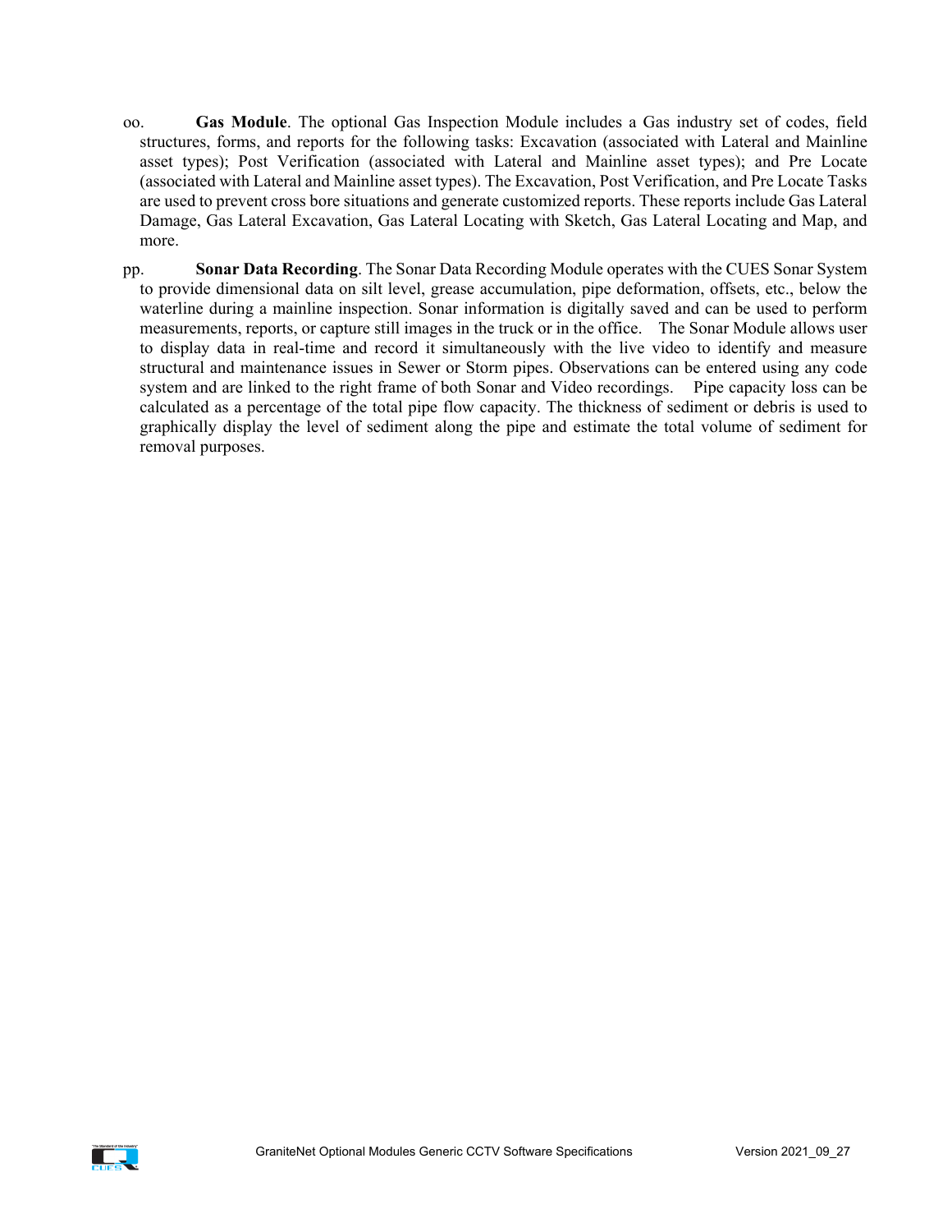oo. **Gas Module**. The optional Gas Inspection Module includes a Gas industry set of codes, field structures, forms, and reports for the following tasks: Excavation (associated with Lateral and Mainline asset types); Post Verification (associated with Lateral and Mainline asset types); and Pre Locate (associated with Lateral and Mainline asset types). The Excavation, Post Verification, and Pre Locate Tasks are used to prevent cross bore situations and generate customized reports. These reports include Gas Lateral Damage, Gas Lateral Excavation, Gas Lateral Locating with Sketch, Gas Lateral Locating and Map, and more.

pp. **Sonar Data Recording**. The Sonar Data Recording Module operates with the CUES Sonar System to provide dimensional data on silt level, grease accumulation, pipe deformation, offsets, etc., below the waterline during a mainline inspection. Sonar information is digitally saved and can be used to perform measurements, reports, or capture still images in the truck or in the office. The Sonar Module allows user to display data in real-time and record it simultaneously with the live video to identify and measure structural and maintenance issues in Sewer or Storm pipes. Observations can be entered using any code system and are linked to the right frame of both Sonar and Video recordings. Pipe capacity loss can be calculated as a percentage of the total pipe flow capacity. The thickness of sediment or debris is used to graphically display the level of sediment along the pipe and estimate the total volume of sediment for removal purposes.